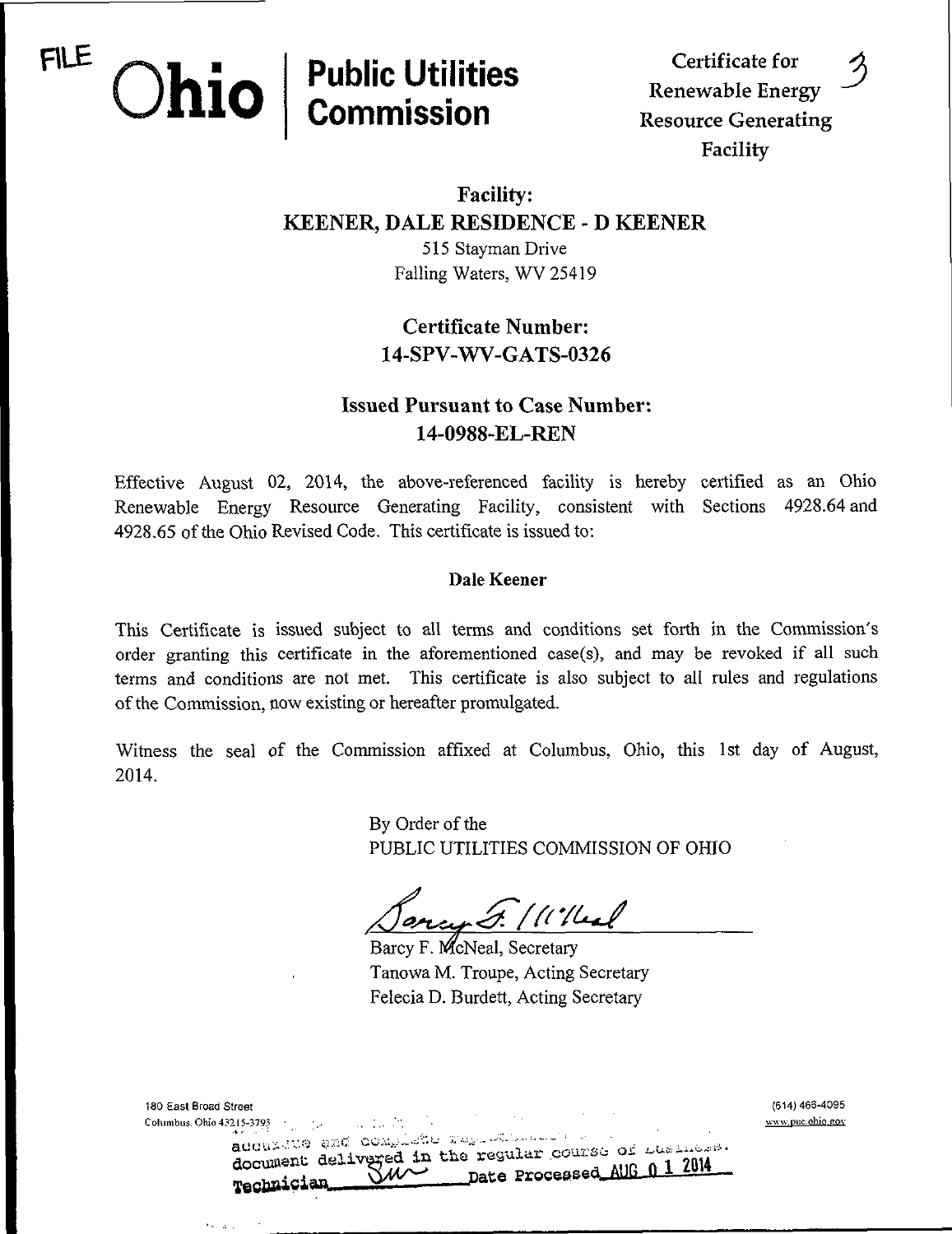FILE **Ohio | Public Utilities Commission**

Certificate for Renewable Energy Resource Generating Facility

3

## Facility:
## KEENER, DALE RESIDENCE - D KEENER

515 Stayman Drive
Falling Waters, WV 25419

## Certificate Number:
## 14-SPV-WV-GATS-0326

## Issued Pursuant to Case Number:
## 14-0988-EL-REN

Effective August 02, 2014, the above-referenced facility is hereby certified as an Ohio Renewable Energy Resource Generating Facility, consistent with Sections 4928.64 and 4928.65 of the Ohio Revised Code. This certificate is issued to:

**Dale Keener**

This Certificate is issued subject to all terms and conditions set forth in the Commission's order granting this certificate in the aforementioned case(s), and may be revoked if all such terms and conditions are not met. This certificate is also subject to all rules and regulations of the Commission, now existing or hereafter promulgated.

Witness the seal of the Commission affixed at Columbus, Ohio, this 1st day of August, 2014.

By Order of the
PUBLIC UTILITIES COMMISSION OF OHIO

Barcy F. McNeal, Secretary
Tanowa M. Troupe, Acting Secretary
Felecia D. Burdett, Acting Secretary

180 East Broad Street
Columbus, Ohio 43215-3793

(614) 466-4095
www.puc.ohio.gov

accurate and complete reproduction of a case file document delivered in the regular course of business.
Technician ___ Date Processed AUG 01 2014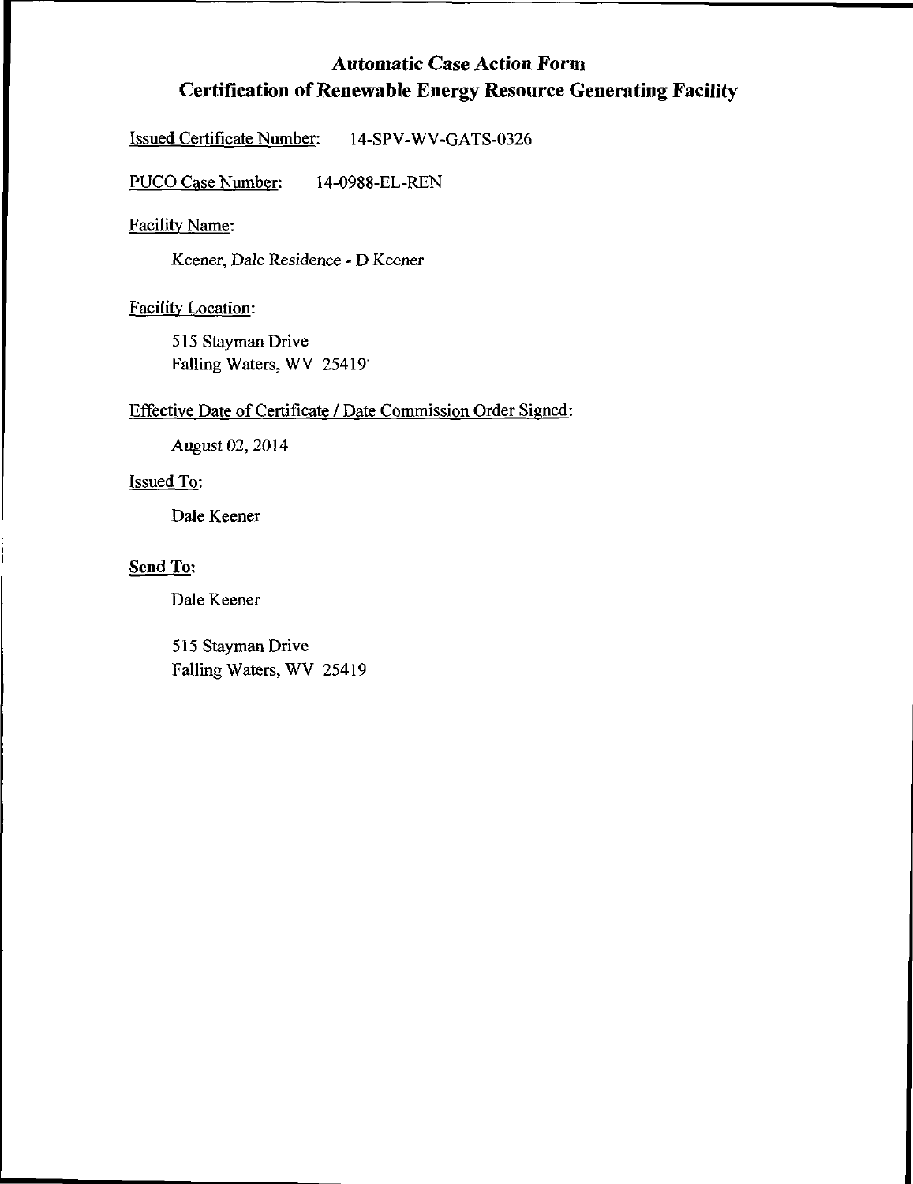# Automatic Case Action Form
## Certification of Renewable Energy Resource Generating Facility

Issued Certificate Number: 14-SPV-WV-GATS-0326

PUCO Case Number: 14-0988-EL-REN

Facility Name:

Keener, Dale Residence - D Keener

Facility Location:

515 Stayman Drive
Falling Waters, WV 25419

Effective Date of Certificate / Date Commission Order Signed:

August 02, 2014

Issued To:

Dale Keener

**Send To:**

Dale Keener

515 Stayman Drive
Falling Waters, WV 25419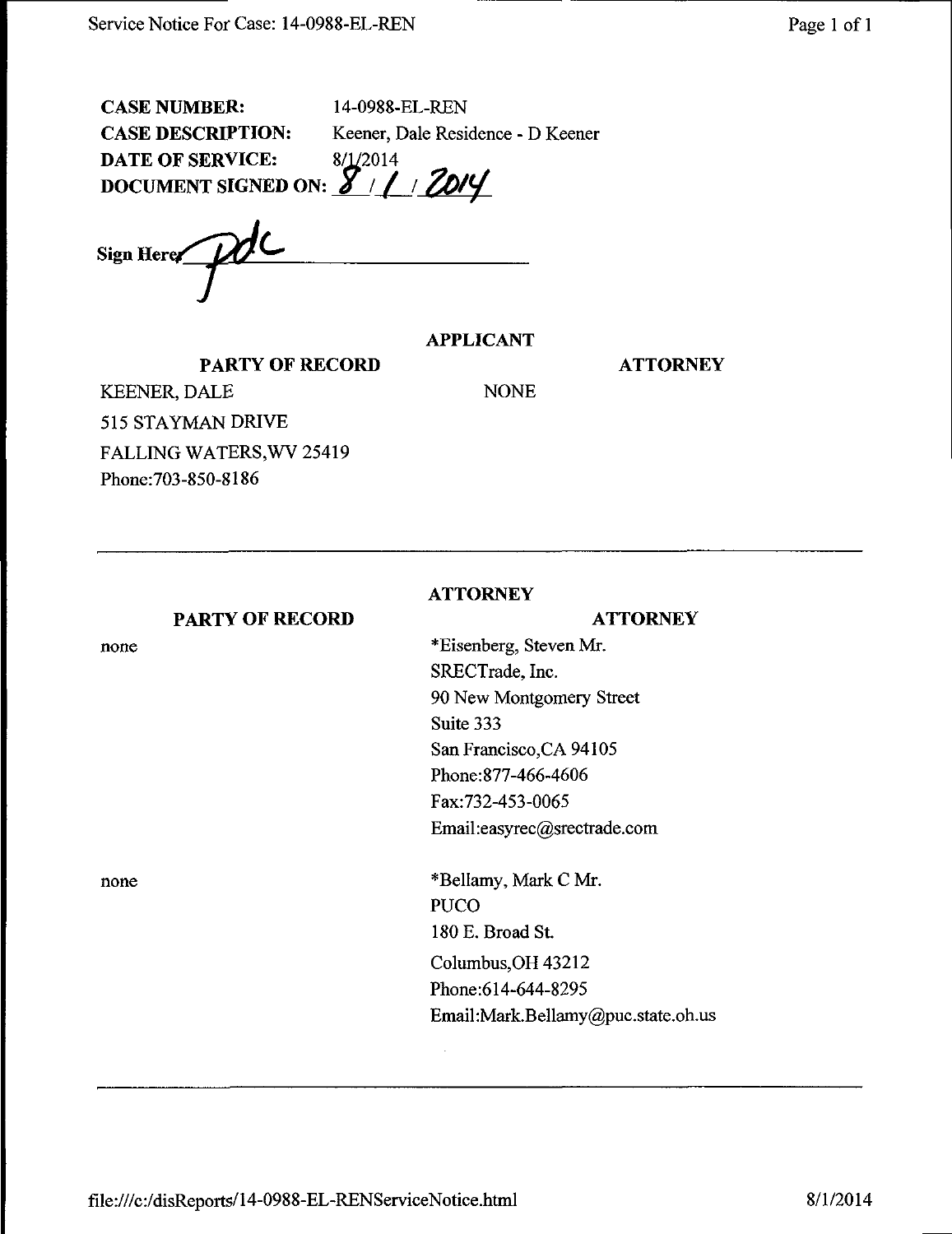**CASE NUMBER:** 14-0988-EL-REN
**CASE DESCRIPTION:** Keener, Dale Residence - D Keener
**DATE OF SERVICE:** 8/1/2014
**DOCUMENT SIGNED ON:** 8 / 1 / 2014

**Sign Here** pdc

**APPLICANT**

| PARTY OF RECORD | ATTORNEY |
|---|---|
| KEENER, DALE<br>515 STAYMAN DRIVE<br>FALLING WATERS,WV 25419<br>Phone:703-850-8186 | NONE |

**ATTORNEY**

| PARTY OF RECORD | ATTORNEY |
|---|---|
| none | *Eisenberg, Steven Mr.<br>SRECTrade, Inc.<br>90 New Montgomery Street<br>Suite 333<br>San Francisco,CA 94105<br>Phone:877-466-4606<br>Fax:732-453-0065<br>Email:easyrec@srectrade.com |
| none | *Bellamy, Mark C Mr.<br>PUCO<br>180 E. Broad St.<br>Columbus,OH 43212<br>Phone:614-644-8295<br>Email:Mark.Bellamy@puc.state.oh.us |